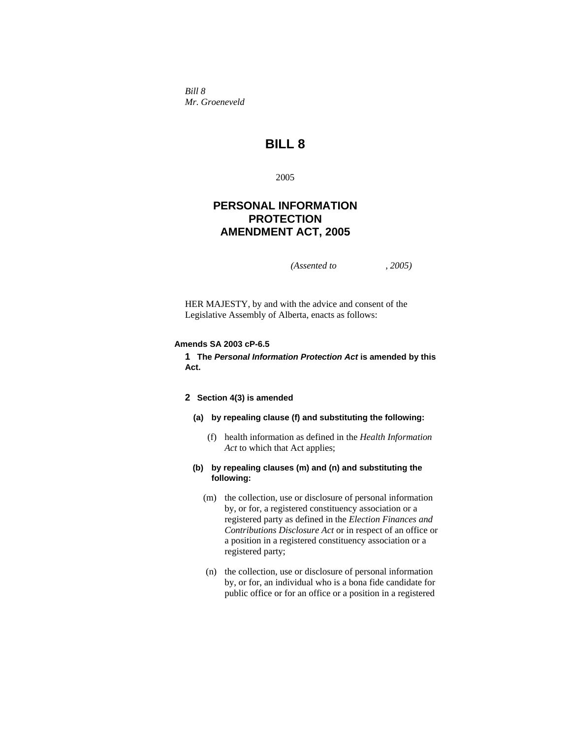*Bill 8*
*Mr. Groeneveld*

# BILL 8

2005

## PERSONAL INFORMATION PROTECTION AMENDMENT ACT, 2005

*(Assented to , 2005)*

HER MAJESTY, by and with the advice and consent of the Legislative Assembly of Alberta, enacts as follows:

**Amends SA 2003 cP-6.5**

**1 The *Personal Information Protection Act* is amended by this Act.**

**2 Section 4(3) is amended**

**(a) by repealing clause (f) and substituting the following:**

(f) health information as defined in the *Health Information Act* to which that Act applies;

**(b) by repealing clauses (m) and (n) and substituting the following:**

(m) the collection, use or disclosure of personal information by, or for, a registered constituency association or a registered party as defined in the *Election Finances and Contributions Disclosure Act* or in respect of an office or a position in a registered constituency association or a registered party;

(n) the collection, use or disclosure of personal information by, or for, an individual who is a bona fide candidate for public office or for an office or a position in a registered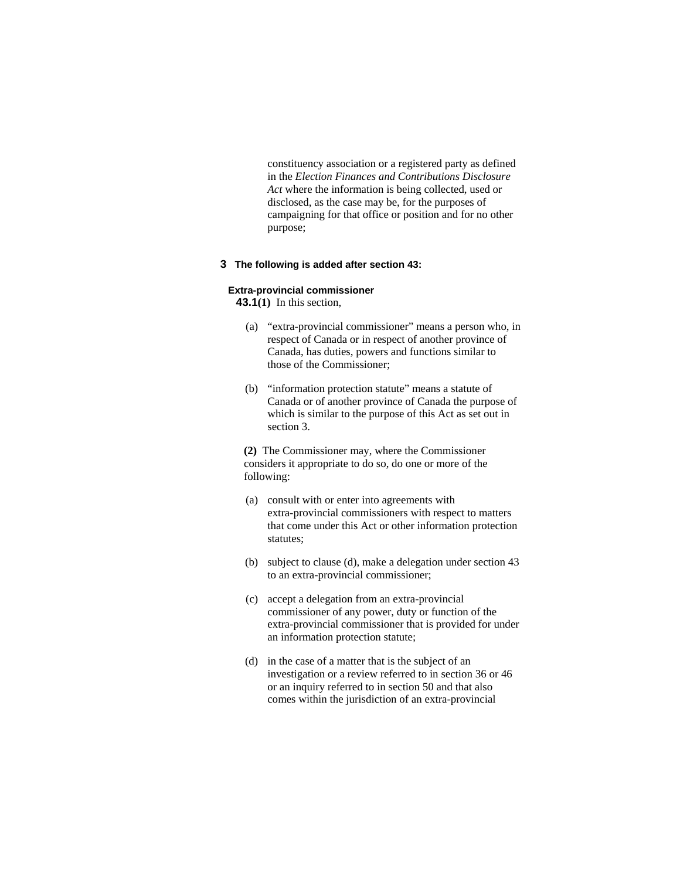constituency association or a registered party as defined in the *Election Finances and Contributions Disclosure Act* where the information is being collected, used or disclosed, as the case may be, for the purposes of campaigning for that office or position and for no other purpose;

**3 The following is added after section 43:**

**Extra-provincial commissioner**

**43.1(1)** In this section,

(a) "extra-provincial commissioner" means a person who, in respect of Canada or in respect of another province of Canada, has duties, powers and functions similar to those of the Commissioner;

(b) "information protection statute" means a statute of Canada or of another province of Canada the purpose of which is similar to the purpose of this Act as set out in section 3.

**(2)** The Commissioner may, where the Commissioner considers it appropriate to do so, do one or more of the following:

(a) consult with or enter into agreements with extra-provincial commissioners with respect to matters that come under this Act or other information protection statutes;

(b) subject to clause (d), make a delegation under section 43 to an extra-provincial commissioner;

(c) accept a delegation from an extra-provincial commissioner of any power, duty or function of the extra-provincial commissioner that is provided for under an information protection statute;

(d) in the case of a matter that is the subject of an investigation or a review referred to in section 36 or 46 or an inquiry referred to in section 50 and that also comes within the jurisdiction of an extra-provincial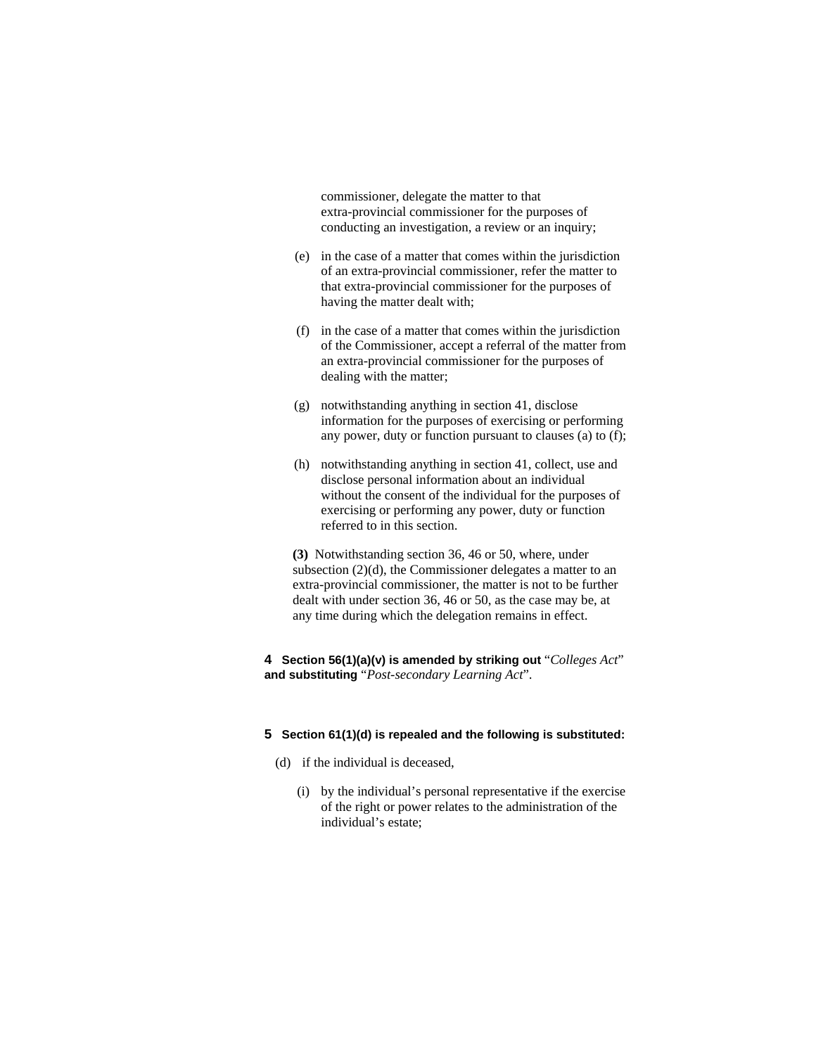commissioner, delegate the matter to that extra-provincial commissioner for the purposes of conducting an investigation, a review or an inquiry;

(e) in the case of a matter that comes within the jurisdiction of an extra-provincial commissioner, refer the matter to that extra-provincial commissioner for the purposes of having the matter dealt with;

(f) in the case of a matter that comes within the jurisdiction of the Commissioner, accept a referral of the matter from an extra-provincial commissioner for the purposes of dealing with the matter;

(g) notwithstanding anything in section 41, disclose information for the purposes of exercising or performing any power, duty or function pursuant to clauses (a) to (f);

(h) notwithstanding anything in section 41, collect, use and disclose personal information about an individual without the consent of the individual for the purposes of exercising or performing any power, duty or function referred to in this section.

**(3)** Notwithstanding section 36, 46 or 50, where, under subsection (2)(d), the Commissioner delegates a matter to an extra-provincial commissioner, the matter is not to be further dealt with under section 36, 46 or 50, as the case may be, at any time during which the delegation remains in effect.

**4 Section 56(1)(a)(v) is amended by striking out** "*Colleges Act*" **and substituting** "*Post-secondary Learning Act*".

**5 Section 61(1)(d) is repealed and the following is substituted:**

(d) if the individual is deceased,

(i) by the individual's personal representative if the exercise of the right or power relates to the administration of the individual's estate;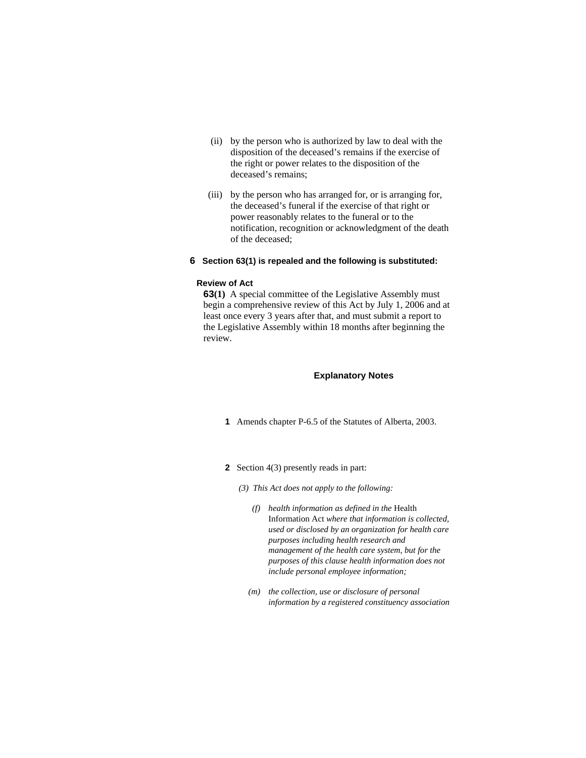(ii) by the person who is authorized by law to deal with the disposition of the deceased's remains if the exercise of the right or power relates to the disposition of the deceased's remains;

(iii) by the person who has arranged for, or is arranging for, the deceased's funeral if the exercise of that right or power reasonably relates to the funeral or to the notification, recognition or acknowledgment of the death of the deceased;

**6 Section 63(1) is repealed and the following is substituted:**

**Review of Act**

**63(1)** A special committee of the Legislative Assembly must begin a comprehensive review of this Act by July 1, 2006 and at least once every 3 years after that, and must submit a report to the Legislative Assembly within 18 months after beginning the review.

## Explanatory Notes

**1** Amends chapter P-6.5 of the Statutes of Alberta, 2003.

**2** Section 4(3) presently reads in part:

*(3) This Act does not apply to the following:*

*(f) health information as defined in the* Health Information Act *where that information is collected, used or disclosed by an organization for health care purposes including health research and management of the health care system, but for the purposes of this clause health information does not include personal employee information;*

*(m) the collection, use or disclosure of personal information by a registered constituency association*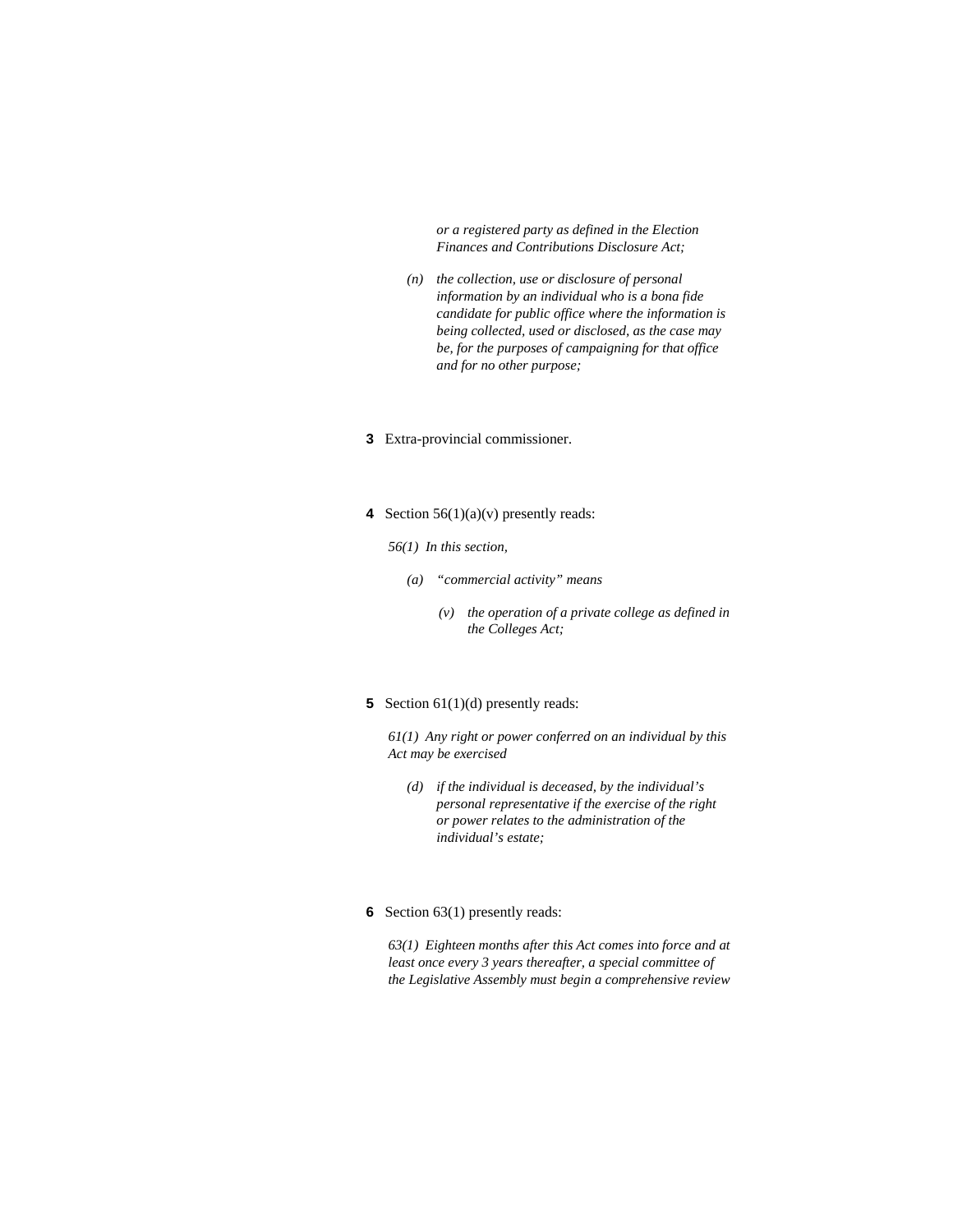*or a registered party as defined in the Election Finances and Contributions Disclosure Act;*

*(n) the collection, use or disclosure of personal information by an individual who is a bona fide candidate for public office where the information is being collected, used or disclosed, as the case may be, for the purposes of campaigning for that office and for no other purpose;*

**3** Extra-provincial commissioner.

**4** Section 56(1)(a)(v) presently reads:

*56(1) In this section,*

*(a) "commercial activity" means*

*(v) the operation of a private college as defined in the Colleges Act;*

**5** Section 61(1)(d) presently reads:

*61(1) Any right or power conferred on an individual by this Act may be exercised*

*(d) if the individual is deceased, by the individual's personal representative if the exercise of the right or power relates to the administration of the individual's estate;*

**6** Section 63(1) presently reads:

*63(1) Eighteen months after this Act comes into force and at least once every 3 years thereafter, a special committee of the Legislative Assembly must begin a comprehensive review*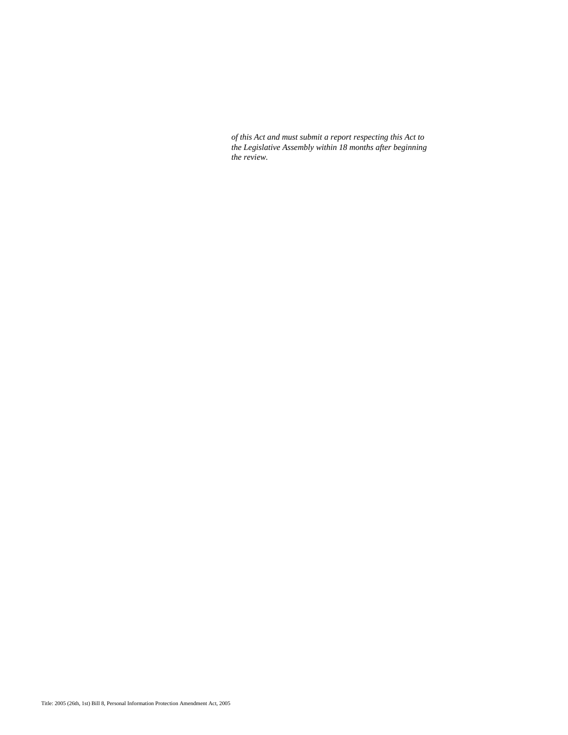*of this Act and must submit a report respecting this Act to the Legislative Assembly within 18 months after beginning the review.*